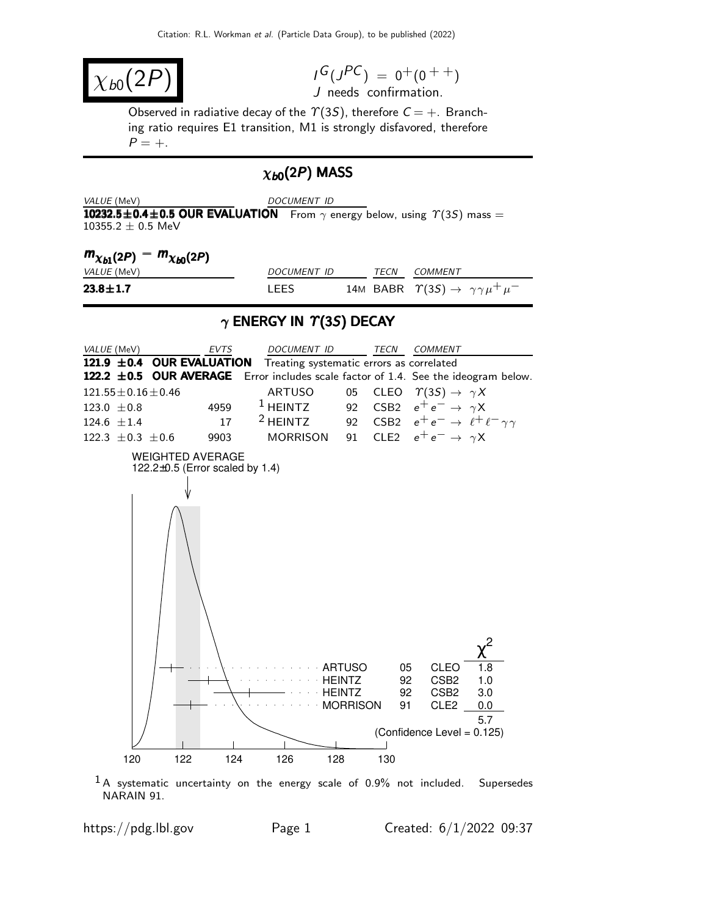# $\chi_{b0}(2P)$

$I^G(J^{PC}) = 0^+(0^{++})$
$J$ needs confirmation.

Observed in radiative decay of the $\Upsilon(3S)$, therefore $C = +$. Branching ratio requires E1 transition, M1 is strongly disfavored, therefore $P = +$.

## $\chi_{b0}(2P)$ MASS

| VALUE (MeV) | DOCUMENT ID |
|---|---|
| **10232.5±0.4±0.5 OUR EVALUATION** | From $\gamma$ energy below, using $\Upsilon(3S)$ mass = 10355.2 ± 0.5 MeV |

### $m_{\chi_{b1}(2P)} - m_{\chi_{b0}(2P)}$

| VALUE (MeV) | DOCUMENT ID | | TECN | COMMENT |
|---|---|---|---|---|
| **23.8±1.7** | LEES | 14M | BABR | $\Upsilon(3S) \to \gamma\gamma\mu^+\mu^-$ |

## $\gamma$ ENERGY IN $\Upsilon(3S)$ DECAY

| VALUE (MeV) | EVTS | DOCUMENT ID | | TECN | COMMENT |
|---|---|---|---|---|---|
| **121.9 ±0.4 OUR EVALUATION** | | Treating systematic errors as correlated | | | |
| **122.2 ±0.5 OUR AVERAGE** | | Error includes scale factor of 1.4. See the ideogram below. | | | |
| 121.55±0.16±0.46 | | ARTUSO | 05 | CLEO | $\Upsilon(3S) \to \gamma X$ |
| 123.0 ±0.8 | 4959 | [1] HEINTZ | 92 | CSB2 | $e^+e^- \to \gamma X$ |
| 124.6 ±1.4 | 17 | [2] HEINTZ | 92 | CSB2 | $e^+e^- \to \ell^+\ell^-\gamma\gamma$ |
| 122.3 ±0.3 ±0.6 | 9903 | MORRISON | 91 | CLE2 | $e^+e^- \to \gamma X$ |

WEIGHTED AVERAGE
122.2±0.5 (Error scaled by 1.4)

| | | | $\chi^2$ |
|---|---|---|---|
| ARTUSO | 05 | CLEO | 1.8 |
| HEINTZ | 92 | CSB2 | 1.0 |
| HEINTZ | 92 | CSB2 | 3.0 |
| MORRISON | 91 | CLE2 | 0.0 |
| | | | 5.7 |

(Confidence Level = 0.125)

[1] A systematic uncertainty on the energy scale of 0.9% not included. Supersedes NARAIN 91.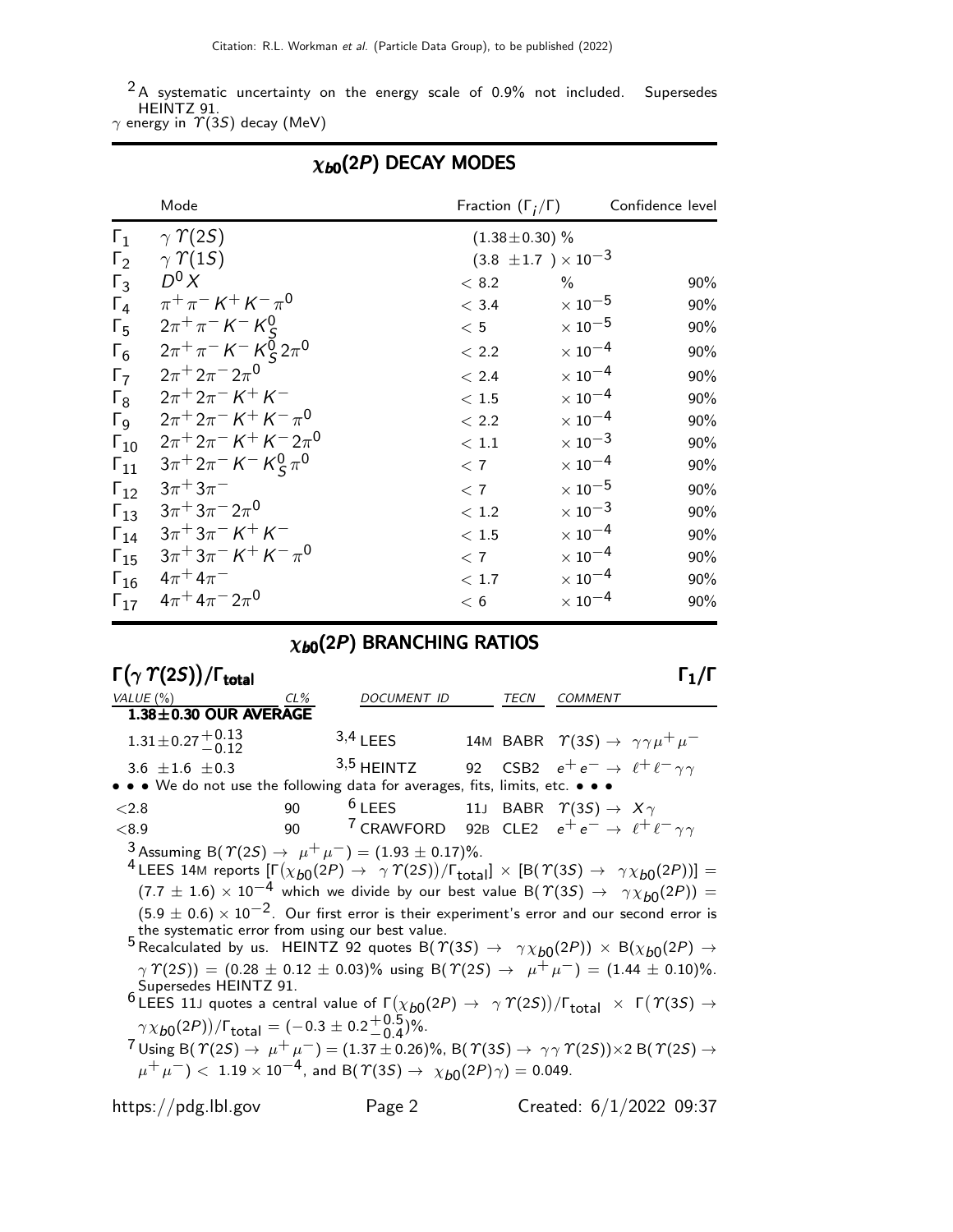[2] A systematic uncertainty on the energy scale of 0.9% not included. Supersedes HEINTZ 91.

$\gamma$ energy in $\Upsilon(3S)$ decay (MeV)

## $\chi_{b0}(2P)$ DECAY MODES

| | Mode | Fraction ($\Gamma_i/\Gamma$) | Confidence level |
|---|---|---|---|
| $\Gamma_1$ | $\gamma\,\Upsilon(2S)$ | $(1.38\pm0.30)$ % | |
| $\Gamma_2$ | $\gamma\,\Upsilon(1S)$ | $(3.8\ \pm1.7\ )\times10^{-3}$ | |
| $\Gamma_3$ | $D^0 X$ | $< 8.2$ % | 90% |
| $\Gamma_4$ | $\pi^+\pi^- K^+ K^- \pi^0$ | $< 3.4 \times10^{-5}$ | 90% |
| $\Gamma_5$ | $2\pi^+\pi^- K^- K^0_S$ | $< 5 \times10^{-5}$ | 90% |
| $\Gamma_6$ | $2\pi^+\pi^- K^- K^0_S 2\pi^0$ | $< 2.2 \times10^{-4}$ | 90% |
| $\Gamma_7$ | $2\pi^+ 2\pi^- 2\pi^0$ | $< 2.4 \times10^{-4}$ | 90% |
| $\Gamma_8$ | $2\pi^+ 2\pi^- K^+ K^-$ | $< 1.5 \times10^{-4}$ | 90% |
| $\Gamma_9$ | $2\pi^+ 2\pi^- K^+ K^- \pi^0$ | $< 2.2 \times10^{-4}$ | 90% |
| $\Gamma_{10}$ | $2\pi^+ 2\pi^- K^+ K^- 2\pi^0$ | $< 1.1 \times10^{-3}$ | 90% |
| $\Gamma_{11}$ | $3\pi^+ 2\pi^- K^- K^0_S \pi^0$ | $< 7 \times10^{-4}$ | 90% |
| $\Gamma_{12}$ | $3\pi^+ 3\pi^-$ | $< 7 \times10^{-5}$ | 90% |
| $\Gamma_{13}$ | $3\pi^+ 3\pi^- 2\pi^0$ | $< 1.2 \times10^{-3}$ | 90% |
| $\Gamma_{14}$ | $3\pi^+ 3\pi^- K^+ K^-$ | $< 1.5 \times10^{-4}$ | 90% |
| $\Gamma_{15}$ | $3\pi^+ 3\pi^- K^+ K^- \pi^0$ | $< 7 \times10^{-4}$ | 90% |
| $\Gamma_{16}$ | $4\pi^+ 4\pi^-$ | $< 1.7 \times10^{-4}$ | 90% |
| $\Gamma_{17}$ | $4\pi^+ 4\pi^- 2\pi^0$ | $< 6 \times10^{-4}$ | 90% |

## $\chi_{b0}(2P)$ BRANCHING RATIOS

### $\Gamma(\gamma\,\Upsilon(2S))/\Gamma_{\text{total}}$ $\qquad\qquad\Gamma_1/\Gamma$

| VALUE (%) | CL% | DOCUMENT ID | | TECN | COMMENT |
|---|---|---|---|---|---|
| **1.38±0.30 OUR AVERAGE** | | | | | |
| $1.31\pm0.27^{+0.13}_{-0.12}$ | | [3,4] LEES | 14M | BABR | $\Upsilon(3S)\to\gamma\gamma\mu^+\mu^-$ |
| $3.6\ \pm1.6\ \pm0.3$ | | [3,5] HEINTZ | 92 | CSB2 | $e^+e^-\to\ell^+\ell^-\gamma\gamma$ |
| • • • We do not use the following data for averages, fits, limits, etc. • • • | | | | | |
| $<2.8$ | 90 | [6] LEES | 11J | BABR | $\Upsilon(3S)\to X\gamma$ |
| $<8.9$ | 90 | [7] CRAWFORD | 92B | CLE2 | $e^+e^-\to\ell^+\ell^-\gamma\gamma$ |

[3] Assuming B($\Upsilon(2S)\to\mu^+\mu^-$) = $(1.93\pm0.17)$%.

[4] LEES 14M reports $[\Gamma(\chi_{b0}(2P)\to\gamma\,\Upsilon(2S))/\Gamma_{\text{total}}]\times[\text{B}(\Upsilon(3S)\to\gamma\chi_{b0}(2P))] = (7.7\pm1.6)\times10^{-4}$ which we divide by our best value B($\Upsilon(3S)\to\gamma\chi_{b0}(2P)$) = $(5.9\pm0.6)\times10^{-2}$. Our first error is their experiment's error and our second error is the systematic error from using our best value.

[5] Recalculated by us. HEINTZ 92 quotes B($\Upsilon(3S)\to\gamma\chi_{b0}(2P)$) × B($\chi_{b0}(2P)\to\gamma\,\Upsilon(2S)$) = $(0.28\pm0.12\pm0.03)$% using B($\Upsilon(2S)\to\mu^+\mu^-$) = $(1.44\pm0.10)$%. Supersedes HEINTZ 91.

[6] LEES 11J quotes a central value of $\Gamma(\chi_{b0}(2P)\to\gamma\,\Upsilon(2S))/\Gamma_{\text{total}}\times\Gamma(\Upsilon(3S)\to\gamma\chi_{b0}(2P))/\Gamma_{\text{total}} = (-0.3\pm0.2^{+0.5}_{-0.4})$%.

[7] Using B($\Upsilon(2S)\to\mu^+\mu^-$) = $(1.37\pm0.26)$%, B($\Upsilon(3S)\to\gamma\gamma\,\Upsilon(2S)$)×2 B($\Upsilon(2S)\to\mu^+\mu^-$) $< 1.19\times10^{-4}$, and B($\Upsilon(3S)\to\chi_{b0}(2P)\gamma$) = 0.049.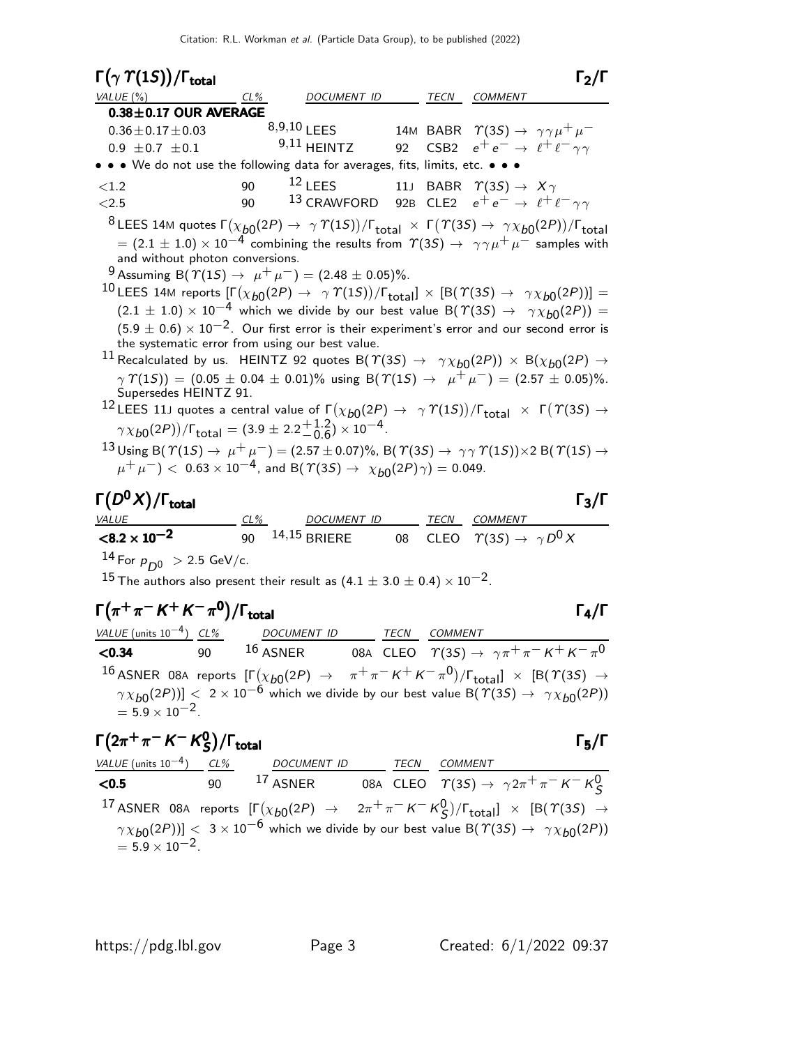## $\Gamma(\gamma\,\Upsilon(1S))/\Gamma_{\rm total}$ $\qquad\qquad\qquad\qquad\Gamma_2/\Gamma$

| VALUE (%) | CL% | DOCUMENT ID | | TECN | COMMENT |
|---|---|---|---|---|---|
| **0.38±0.17 OUR AVERAGE** | | | | | |
| $0.36\pm0.17\pm0.03$ | | [8,9,10] LEES | 14M | BABR | $\Upsilon(3S)\to\gamma\gamma\mu^+\mu^-$ |
| $0.9\ \pm0.7\ \pm0.1$ | | [9,11] HEINTZ | 92 | CSB2 | $e^+e^-\to\ell^+\ell^-\gamma\gamma$ |
| • • • We do not use the following data for averages, fits, limits, etc. • • • | | | | | |
| $<1.2$ | 90 | [12] LEES | 11J | BABR | $\Upsilon(3S)\to X\gamma$ |
| $<2.5$ | 90 | [13] CRAWFORD | 92B | CLE2 | $e^+e^-\to\ell^+\ell^-\gamma\gamma$ |

[8] LEES 14M quotes $\Gamma(\chi_{b0}(2P)\to\gamma\,\Upsilon(1S))/\Gamma_{\rm total}\times\Gamma(\Upsilon(3S)\to\gamma\chi_{b0}(2P))/\Gamma_{\rm total} = (2.1\pm1.0)\times10^{-4}$ combining the results from $\Upsilon(3S)\to\gamma\gamma\mu^+\mu^-$ samples with and without photon conversions.

[9] Assuming $B(\Upsilon(1S)\to\mu^+\mu^-) = (2.48\pm0.05)\%$.

[10] LEES 14M reports $[\Gamma(\chi_{b0}(2P)\to\gamma\,\Upsilon(1S))/\Gamma_{\rm total}]\times[B(\Upsilon(3S)\to\gamma\chi_{b0}(2P))] = (2.1\pm1.0)\times10^{-4}$ which we divide by our best value $B(\Upsilon(3S)\to\gamma\chi_{b0}(2P)) = (5.9\pm0.6)\times10^{-2}$. Our first error is their experiment's error and our second error is the systematic error from using our best value.

[11] Recalculated by us. HEINTZ 92 quotes $B(\Upsilon(3S)\to\gamma\chi_{b0}(2P))\times B(\chi_{b0}(2P)\to\gamma\,\Upsilon(1S)) = (0.05\pm0.04\pm0.01)\%$ using $B(\Upsilon(1S)\to\mu^+\mu^-) = (2.57\pm0.05)\%$. Supersedes HEINTZ 91.

[12] LEES 11J quotes a central value of $\Gamma(\chi_{b0}(2P)\to\gamma\,\Upsilon(1S))/\Gamma_{\rm total}\times\Gamma(\Upsilon(3S)\to\gamma\chi_{b0}(2P))/\Gamma_{\rm total} = (3.9\pm2.2^{+1.2}_{-0.6})\times10^{-4}$.

[13] Using $B(\Upsilon(1S)\to\mu^+\mu^-) = (2.57\pm0.07)\%$, $B(\Upsilon(3S)\to\gamma\gamma\,\Upsilon(1S))\times2\,B(\Upsilon(1S)\to\mu^+\mu^-) < 0.63\times10^{-4}$, and $B(\Upsilon(3S)\to\chi_{b0}(2P)\gamma) = 0.049$.

## $\Gamma(D^0X)/\Gamma_{\rm total}$ $\qquad\qquad\qquad\qquad\Gamma_3/\Gamma$

| VALUE | CL% | DOCUMENT ID | | TECN | COMMENT |
|---|---|---|---|---|---|
| $\mathbf{<8.2\times10^{-2}}$ | 90 | [14,15] BRIERE | 08 | CLEO | $\Upsilon(3S)\to\gamma D^0X$ |

[14] For $p_{D^0} > 2.5$ GeV/c.

[15] The authors also present their result as $(4.1\pm3.0\pm0.4)\times10^{-2}$.

## $\Gamma(\pi^+\pi^-K^+K^-\pi^0)/\Gamma_{\rm total}$ $\qquad\qquad\qquad\qquad\Gamma_4/\Gamma$

| VALUE (units $10^{-4}$) | CL% | DOCUMENT ID | | TECN | COMMENT |
|---|---|---|---|---|---|
| **<0.34** | 90 | [16] ASNER | 08A | CLEO | $\Upsilon(3S)\to\gamma\pi^+\pi^-K^+K^-\pi^0$ |

[16] ASNER 08A reports $[\Gamma(\chi_{b0}(2P)\to\pi^+\pi^-K^+K^-\pi^0)/\Gamma_{\rm total}]\times[B(\Upsilon(3S)\to\gamma\chi_{b0}(2P))] < 2\times10^{-6}$ which we divide by our best value $B(\Upsilon(3S)\to\gamma\chi_{b0}(2P)) = 5.9\times10^{-2}$.

## $\Gamma(2\pi^+\pi^-K^-K^0_S)/\Gamma_{\rm total}$ $\qquad\qquad\qquad\qquad\Gamma_5/\Gamma$

| VALUE (units $10^{-4}$) | CL% | DOCUMENT ID | | TECN | COMMENT |
|---|---|---|---|---|---|
| **<0.5** | 90 | [17] ASNER | 08A | CLEO | $\Upsilon(3S)\to\gamma2\pi^+\pi^-K^-K^0_S$ |

[17] ASNER 08A reports $[\Gamma(\chi_{b0}(2P)\to2\pi^+\pi^-K^-K^0_S)/\Gamma_{\rm total}]\times[B(\Upsilon(3S)\to\gamma\chi_{b0}(2P))] < 3\times10^{-6}$ which we divide by our best value $B(\Upsilon(3S)\to\gamma\chi_{b0}(2P)) = 5.9\times10^{-2}$.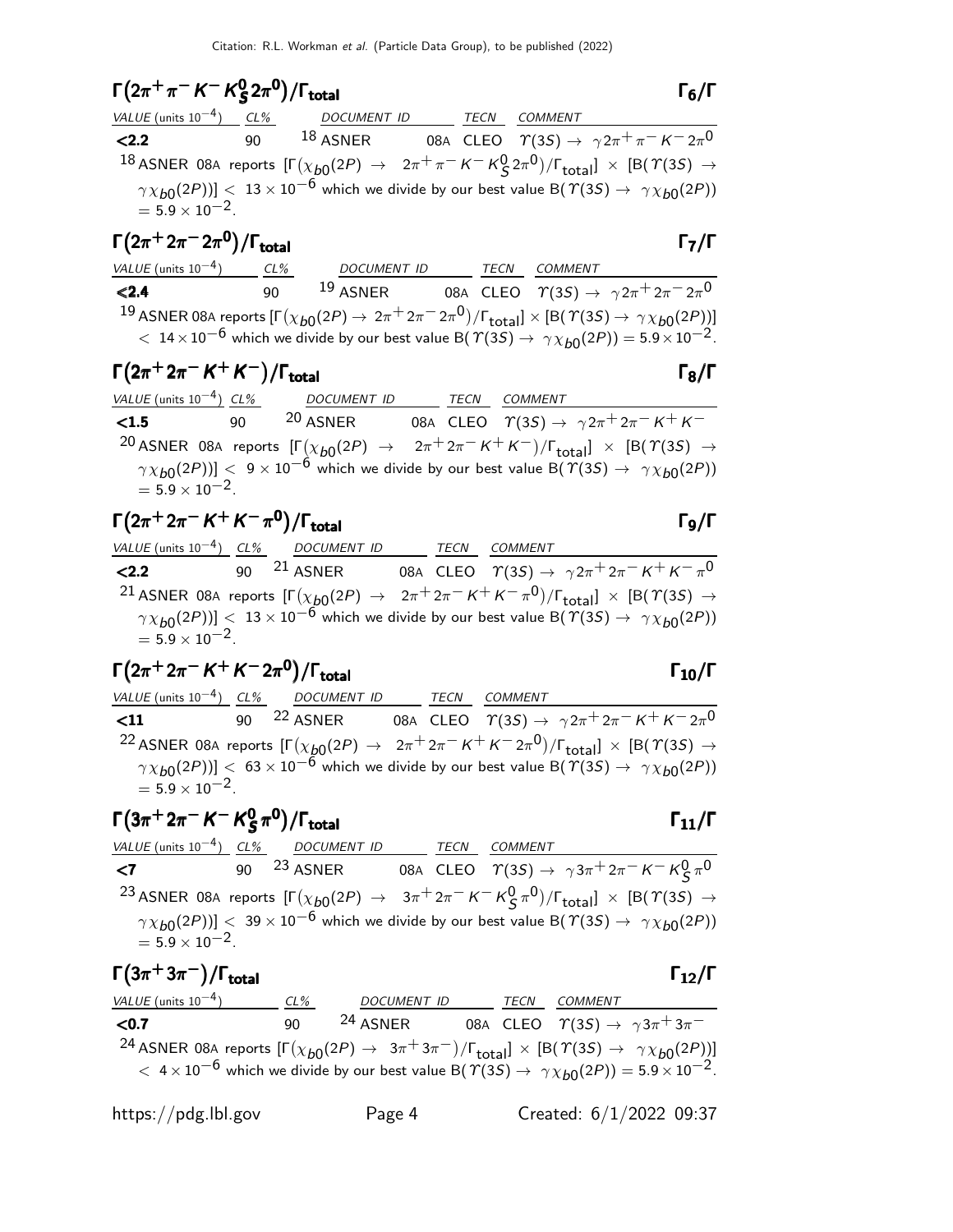## $\Gamma(2\pi^+\pi^-K^-K^0_S 2\pi^0)/\Gamma_{total}$ $\Gamma_6/\Gamma$

| VALUE (units $10^{-4}$) | CL% | DOCUMENT ID | | TECN | COMMENT |
|---|---|---|---|---|---|
| **<2.2** | 90 | [18] ASNER | 08A | CLEO | $\Upsilon(3S) \to \gamma 2\pi^+\pi^-K^-2\pi^0$ |

[18] ASNER 08A reports $[\Gamma(\chi_{b0}(2P) \to 2\pi^+\pi^-K^-K^0_S 2\pi^0)/\Gamma_{total}] \times [B(\Upsilon(3S) \to \gamma\chi_{b0}(2P))] < 13 \times 10^{-6}$ which we divide by our best value $B(\Upsilon(3S) \to \gamma\chi_{b0}(2P)) = 5.9 \times 10^{-2}$.

## $\Gamma(2\pi^+2\pi^-2\pi^0)/\Gamma_{total}$ $\Gamma_7/\Gamma$

| VALUE (units $10^{-4}$) | CL% | DOCUMENT ID | | TECN | COMMENT |
|---|---|---|---|---|---|
| **<2.4** | 90 | [19] ASNER | 08A | CLEO | $\Upsilon(3S) \to \gamma 2\pi^+2\pi^-2\pi^0$ |

[19] ASNER 08A reports $[\Gamma(\chi_{b0}(2P) \to 2\pi^+2\pi^-2\pi^0)/\Gamma_{total}] \times [B(\Upsilon(3S) \to \gamma\chi_{b0}(2P))] < 14 \times 10^{-6}$ which we divide by our best value $B(\Upsilon(3S) \to \gamma\chi_{b0}(2P)) = 5.9 \times 10^{-2}$.

## $\Gamma(2\pi^+2\pi^-K^+K^-)/\Gamma_{total}$ $\Gamma_8/\Gamma$

| VALUE (units $10^{-4}$) | CL% | DOCUMENT ID | | TECN | COMMENT |
|---|---|---|---|---|---|
| **<1.5** | 90 | [20] ASNER | 08A | CLEO | $\Upsilon(3S) \to \gamma 2\pi^+2\pi^-K^+K^-$ |

[20] ASNER 08A reports $[\Gamma(\chi_{b0}(2P) \to 2\pi^+2\pi^-K^+K^-)/\Gamma_{total}] \times [B(\Upsilon(3S) \to \gamma\chi_{b0}(2P))] < 9 \times 10^{-6}$ which we divide by our best value $B(\Upsilon(3S) \to \gamma\chi_{b0}(2P)) = 5.9 \times 10^{-2}$.

## $\Gamma(2\pi^+2\pi^-K^+K^-\pi^0)/\Gamma_{total}$ $\Gamma_9/\Gamma$

| VALUE (units $10^{-4}$) | CL% | DOCUMENT ID | | TECN | COMMENT |
|---|---|---|---|---|---|
| **<2.2** | 90 | [21] ASNER | 08A | CLEO | $\Upsilon(3S) \to \gamma 2\pi^+2\pi^-K^+K^-\pi^0$ |

[21] ASNER 08A reports $[\Gamma(\chi_{b0}(2P) \to 2\pi^+2\pi^-K^+K^-\pi^0)/\Gamma_{total}] \times [B(\Upsilon(3S) \to \gamma\chi_{b0}(2P))] < 13 \times 10^{-6}$ which we divide by our best value $B(\Upsilon(3S) \to \gamma\chi_{b0}(2P)) = 5.9 \times 10^{-2}$.

## $\Gamma(2\pi^+2\pi^-K^+K^-2\pi^0)/\Gamma_{total}$ $\Gamma_{10}/\Gamma$

| VALUE (units $10^{-4}$) | CL% | DOCUMENT ID | | TECN | COMMENT |
|---|---|---|---|---|---|
| **<11** | 90 | [22] ASNER | 08A | CLEO | $\Upsilon(3S) \to \gamma 2\pi^+2\pi^-K^+K^-2\pi^0$ |

[22] ASNER 08A reports $[\Gamma(\chi_{b0}(2P) \to 2\pi^+2\pi^-K^+K^-2\pi^0)/\Gamma_{total}] \times [B(\Upsilon(3S) \to \gamma\chi_{b0}(2P))] < 63 \times 10^{-6}$ which we divide by our best value $B(\Upsilon(3S) \to \gamma\chi_{b0}(2P)) = 5.9 \times 10^{-2}$.

## $\Gamma(3\pi^+2\pi^-K^-K^0_S\pi^0)/\Gamma_{total}$ $\Gamma_{11}/\Gamma$

| VALUE (units $10^{-4}$) | CL% | DOCUMENT ID | | TECN | COMMENT |
|---|---|---|---|---|---|
| **<7** | 90 | [23] ASNER | 08A | CLEO | $\Upsilon(3S) \to \gamma 3\pi^+2\pi^-K^-K^0_S\pi^0$ |

[23] ASNER 08A reports $[\Gamma(\chi_{b0}(2P) \to 3\pi^+2\pi^-K^-K^0_S\pi^0)/\Gamma_{total}] \times [B(\Upsilon(3S) \to \gamma\chi_{b0}(2P))] < 39 \times 10^{-6}$ which we divide by our best value $B(\Upsilon(3S) \to \gamma\chi_{b0}(2P)) = 5.9 \times 10^{-2}$.

## $\Gamma(3\pi^+3\pi^-)/\Gamma_{total}$ $\Gamma_{12}/\Gamma$

| VALUE (units $10^{-4}$) | CL% | DOCUMENT ID | | TECN | COMMENT |
|---|---|---|---|---|---|
| **<0.7** | 90 | [24] ASNER | 08A | CLEO | $\Upsilon(3S) \to \gamma 3\pi^+3\pi^-$ |

[24] ASNER 08A reports $[\Gamma(\chi_{b0}(2P) \to 3\pi^+3\pi^-)/\Gamma_{total}] \times [B(\Upsilon(3S) \to \gamma\chi_{b0}(2P))] < 4 \times 10^{-6}$ which we divide by our best value $B(\Upsilon(3S) \to \gamma\chi_{b0}(2P)) = 5.9 \times 10^{-2}$.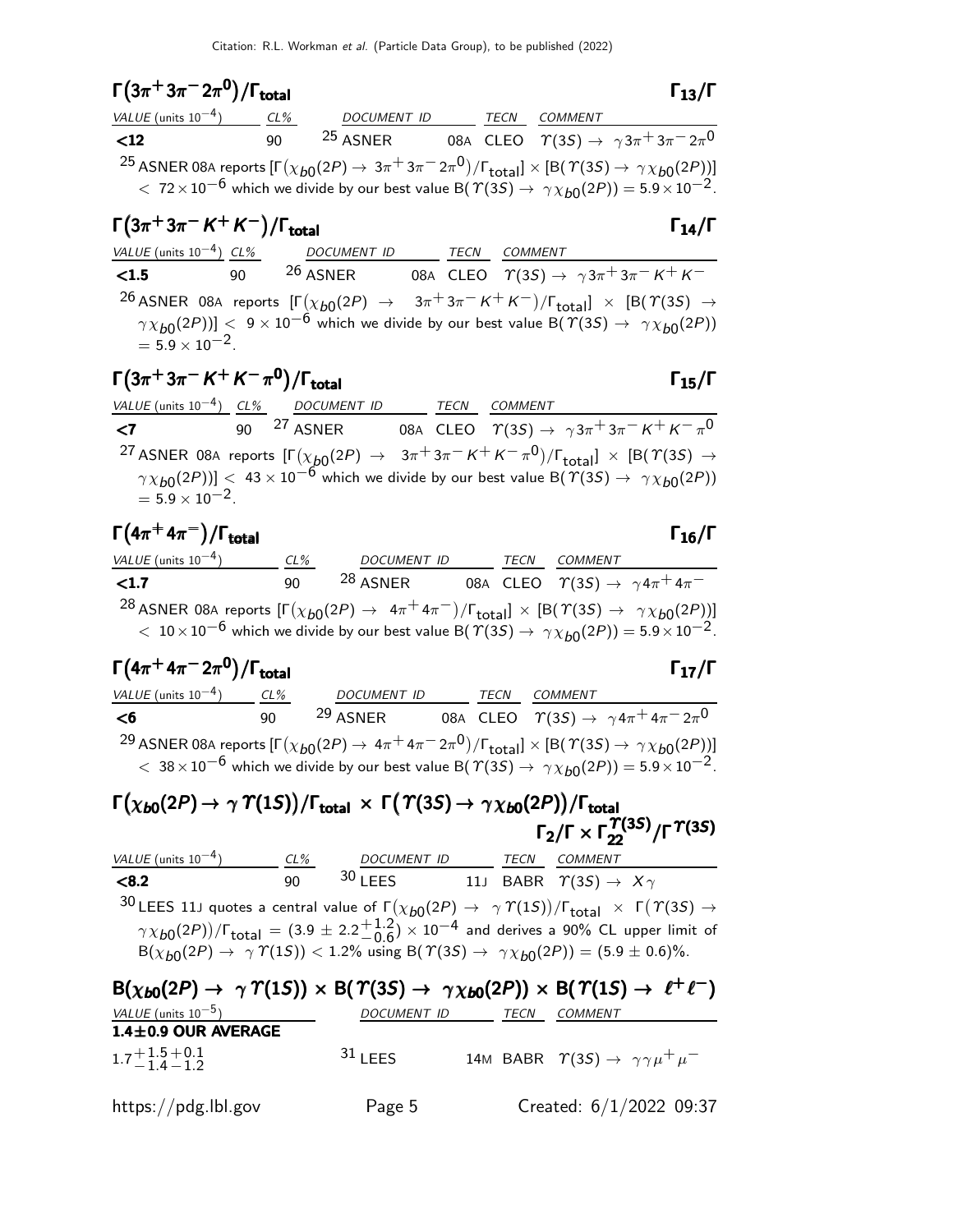## $\Gamma(3\pi^+3\pi^-2\pi^0)/\Gamma_{total}$ $\qquad \Gamma_{13}/\Gamma$

| VALUE (units $10^{-4}$) | CL% | DOCUMENT ID | | TECN | COMMENT |
|---|---|---|---|---|---|
| **<12** | 90 | [25] ASNER | 08A | CLEO | $\Upsilon(3S) \to \gamma 3\pi^+3\pi^-2\pi^0$ |

[25] ASNER 08A reports $[\Gamma(\chi_{b0}(2P) \to 3\pi^+3\pi^-2\pi^0)/\Gamma_{total}] \times [B(\Upsilon(3S) \to \gamma\chi_{b0}(2P))] < 72\times10^{-6}$ which we divide by our best value $B(\Upsilon(3S) \to \gamma\chi_{b0}(2P)) = 5.9\times10^{-2}$.

## $\Gamma(3\pi^+3\pi^-K^+K^-)/\Gamma_{total}$ $\qquad \Gamma_{14}/\Gamma$

| VALUE (units $10^{-4}$) | CL% | DOCUMENT ID | | TECN | COMMENT |
|---|---|---|---|---|---|
| **<1.5** | 90 | [26] ASNER | 08A | CLEO | $\Upsilon(3S) \to \gamma 3\pi^+3\pi^-K^+K^-$ |

[26] ASNER 08A reports $[\Gamma(\chi_{b0}(2P) \to 3\pi^+3\pi^-K^+K^-)/\Gamma_{total}] \times [B(\Upsilon(3S) \to \gamma\chi_{b0}(2P))] < 9\times10^{-6}$ which we divide by our best value $B(\Upsilon(3S) \to \gamma\chi_{b0}(2P)) = 5.9\times10^{-2}$.

## $\Gamma(3\pi^+3\pi^-K^+K^-\pi^0)/\Gamma_{total}$ $\qquad \Gamma_{15}/\Gamma$

| VALUE (units $10^{-4}$) | CL% | DOCUMENT ID | | TECN | COMMENT |
|---|---|---|---|---|---|
| **<7** | 90 | [27] ASNER | 08A | CLEO | $\Upsilon(3S) \to \gamma 3\pi^+3\pi^-K^+K^-\pi^0$ |

[27] ASNER 08A reports $[\Gamma(\chi_{b0}(2P) \to 3\pi^+3\pi^-K^+K^-\pi^0)/\Gamma_{total}] \times [B(\Upsilon(3S) \to \gamma\chi_{b0}(2P))] < 43\times10^{-6}$ which we divide by our best value $B(\Upsilon(3S) \to \gamma\chi_{b0}(2P)) = 5.9\times10^{-2}$.

## $\Gamma(4\pi^+4\pi^-)/\Gamma_{total}$ $\qquad \Gamma_{16}/\Gamma$

| VALUE (units $10^{-4}$) | CL% | DOCUMENT ID | | TECN | COMMENT |
|---|---|---|---|---|---|
| **<1.7** | 90 | [28] ASNER | 08A | CLEO | $\Upsilon(3S) \to \gamma 4\pi^+4\pi^-$ |

[28] ASNER 08A reports $[\Gamma(\chi_{b0}(2P) \to 4\pi^+4\pi^-)/\Gamma_{total}] \times [B(\Upsilon(3S) \to \gamma\chi_{b0}(2P))] < 10\times10^{-6}$ which we divide by our best value $B(\Upsilon(3S) \to \gamma\chi_{b0}(2P)) = 5.9\times10^{-2}$.

## $\Gamma(4\pi^+4\pi^-2\pi^0)/\Gamma_{total}$ $\qquad \Gamma_{17}/\Gamma$

| VALUE (units $10^{-4}$) | CL% | DOCUMENT ID | | TECN | COMMENT |
|---|---|---|---|---|---|
| **<6** | 90 | [29] ASNER | 08A | CLEO | $\Upsilon(3S) \to \gamma 4\pi^+4\pi^-2\pi^0$ |

[29] ASNER 08A reports $[\Gamma(\chi_{b0}(2P) \to 4\pi^+4\pi^-2\pi^0)/\Gamma_{total}] \times [B(\Upsilon(3S) \to \gamma\chi_{b0}(2P))] < 38\times10^{-6}$ which we divide by our best value $B(\Upsilon(3S) \to \gamma\chi_{b0}(2P)) = 5.9\times10^{-2}$.

## $\Gamma(\chi_{b0}(2P) \to \gamma\Upsilon(1S))/\Gamma_{total} \times \Gamma(\Upsilon(3S) \to \gamma\chi_{b0}(2P))/\Gamma_{total}$ $\qquad \Gamma_2/\Gamma \times \Gamma_{22}^{\Upsilon(3S)}/\Gamma^{\Upsilon(3S)}$

| VALUE (units $10^{-4}$) | CL% | DOCUMENT ID | | TECN | COMMENT |
|---|---|---|---|---|---|
| **<8.2** | 90 | [30] LEES | 11J | BABR | $\Upsilon(3S) \to X\gamma$ |

[30] LEES 11J quotes a central value of $\Gamma(\chi_{b0}(2P) \to \gamma\Upsilon(1S))/\Gamma_{total} \times \Gamma(\Upsilon(3S) \to \gamma\chi_{b0}(2P))/\Gamma_{total} = (3.9 \pm 2.2^{+1.2}_{-0.6}) \times 10^{-4}$ and derives a 90% CL upper limit of $B(\chi_{b0}(2P) \to \gamma\Upsilon(1S)) < 1.2\%$ using $B(\Upsilon(3S) \to \gamma\chi_{b0}(2P)) = (5.9 \pm 0.6)\%$.

## $B(\chi_{b0}(2P) \to \gamma\Upsilon(1S)) \times B(\Upsilon(3S) \to \gamma\chi_{b0}(2P)) \times B(\Upsilon(1S) \to \ell^+\ell^-)$

| VALUE (units $10^{-5}$) | DOCUMENT ID | | TECN | COMMENT |
|---|---|---|---|---|
| **1.4±0.9 OUR AVERAGE** | | | | |
| $1.7^{+1.5}_{-1.4}{}^{+0.1}_{-1.2}$ | [31] LEES | 14M | BABR | $\Upsilon(3S) \to \gamma\gamma\mu^+\mu^-$ |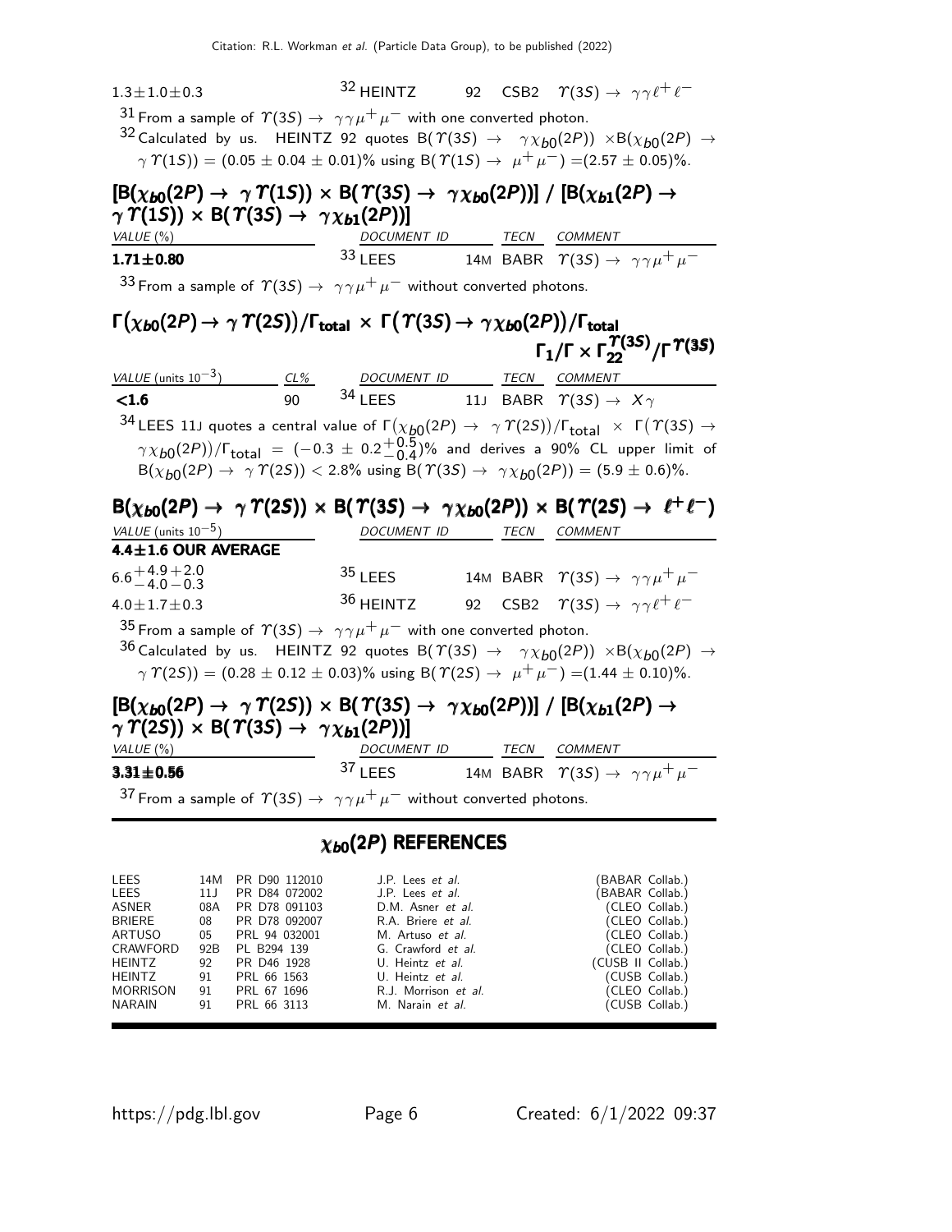| | | | | |
|---|---|---|---|---|
| $1.3\pm1.0\pm0.3$ | [32] HEINTZ | 92 | CSB2 | $\Upsilon(3S) \to \gamma\gamma\ell^+\ell^-$ |

[31] From a sample of $\Upsilon(3S) \to \gamma\gamma\mu^+\mu^-$ with one converted photon.

[32] Calculated by us. HEINTZ 92 quotes $B(\Upsilon(3S) \to \gamma\chi_{b0}(2P)) \times B(\chi_{b0}(2P) \to \gamma\Upsilon(1S)) = (0.05 \pm 0.04 \pm 0.01)\%$ using $B(\Upsilon(1S) \to \mu^+\mu^-) = (2.57 \pm 0.05)\%$.

### $[B(\chi_{b0}(2P) \to \gamma\Upsilon(1S)) \times B(\Upsilon(3S) \to \gamma\chi_{b0}(2P))] / [B(\chi_{b1}(2P) \to \gamma\Upsilon(1S)) \times B(\Upsilon(3S) \to \gamma\chi_{b1}(2P))]$

| VALUE (%) | DOCUMENT ID | | TECN | COMMENT |
|---|---|---|---|---|
| **1.71±0.80** | [33] LEES | 14M | BABR | $\Upsilon(3S) \to \gamma\gamma\mu^+\mu^-$ |

[33] From a sample of $\Upsilon(3S) \to \gamma\gamma\mu^+\mu^-$ without converted photons.

### $\Gamma(\chi_{b0}(2P) \to \gamma\Upsilon(2S))/\Gamma_{total} \times \Gamma(\Upsilon(3S) \to \gamma\chi_{b0}(2P))/\Gamma_{total}$ $\quad \Gamma_1/\Gamma \times \Gamma_{22}^{\Upsilon(3S)}/\Gamma^{\Upsilon(3S)}$

| VALUE (units $10^{-3}$) | CL% | DOCUMENT ID | | TECN | COMMENT |
|---|---|---|---|---|---|
| **<1.6** | 90 | [34] LEES | 11J | BABR | $\Upsilon(3S) \to X\gamma$ |

[34] LEES 11J quotes a central value of $\Gamma(\chi_{b0}(2P) \to \gamma\Upsilon(2S))/\Gamma_{total} \times \Gamma(\Upsilon(3S) \to \gamma\chi_{b0}(2P))/\Gamma_{total} = (-0.3 \pm 0.2^{+0.5}_{-0.4})\%$ and derives a 90% CL upper limit of $B(\chi_{b0}(2P) \to \gamma\Upsilon(2S)) < 2.8\%$ using $B(\Upsilon(3S) \to \gamma\chi_{b0}(2P)) = (5.9 \pm 0.6)\%$.

### $B(\chi_{b0}(2P) \to \gamma\Upsilon(2S)) \times B(\Upsilon(3S) \to \gamma\chi_{b0}(2P)) \times B(\Upsilon(2S) \to \ell^+\ell^-)$

| VALUE (units $10^{-5}$) | DOCUMENT ID | | TECN | COMMENT |
|---|---|---|---|---|
| **4.4±1.6 OUR AVERAGE** | | | | |
| $6.6^{+4.9}_{-4.0}{}^{+2.0}_{-0.3}$ | [35] LEES | 14M | BABR | $\Upsilon(3S) \to \gamma\gamma\mu^+\mu^-$ |
| $4.0\pm1.7\pm0.3$ | [36] HEINTZ | 92 | CSB2 | $\Upsilon(3S) \to \gamma\gamma\ell^+\ell^-$ |

[35] From a sample of $\Upsilon(3S) \to \gamma\gamma\mu^+\mu^-$ with one converted photon.

[36] Calculated by us. HEINTZ 92 quotes $B(\Upsilon(3S) \to \gamma\chi_{b0}(2P)) \times B(\chi_{b0}(2P) \to \gamma\Upsilon(2S)) = (0.28 \pm 0.12 \pm 0.03)\%$ using $B(\Upsilon(2S) \to \mu^+\mu^-) = (1.44 \pm 0.10)\%$.

### $[B(\chi_{b0}(2P) \to \gamma\Upsilon(2S)) \times B(\Upsilon(3S) \to \gamma\chi_{b0}(2P))] / [B(\chi_{b1}(2P) \to \gamma\Upsilon(2S)) \times B(\Upsilon(3S) \to \gamma\chi_{b1}(2P))]$

| VALUE (%) | DOCUMENT ID | | TECN | COMMENT |
|---|---|---|---|---|
| **3.31±0.56** | [37] LEES | 14M | BABR | $\Upsilon(3S) \to \gamma\gamma\mu^+\mu^-$ |

[37] From a sample of $\Upsilon(3S) \to \gamma\gamma\mu^+\mu^-$ without converted photons.

## $\chi_{b0}(2P)$ REFERENCES

| | | | | |
|---|---|---|---|---|
| LEES | 14M | PR D90 112010 | J.P. Lees *et al.* | (BABAR Collab.) |
| LEES | 11J | PR D84 072002 | J.P. Lees *et al.* | (BABAR Collab.) |
| ASNER | 08A | PR D78 091103 | D.M. Asner *et al.* | (CLEO Collab.) |
| BRIERE | 08 | PR D78 092007 | R.A. Briere *et al.* | (CLEO Collab.) |
| ARTUSO | 05 | PRL 94 032001 | M. Artuso *et al.* | (CLEO Collab.) |
| CRAWFORD | 92B | PL B294 139 | G. Crawford *et al.* | (CLEO Collab.) |
| HEINTZ | 92 | PR D46 1928 | U. Heintz *et al.* | (CUSB II Collab.) |
| HEINTZ | 91 | PRL 66 1563 | U. Heintz *et al.* | (CUSB Collab.) |
| MORRISON | 91 | PRL 67 1696 | R.J. Morrison *et al.* | (CLEO Collab.) |
| NARAIN | 91 | PRL 66 3113 | M. Narain *et al.* | (CUSB Collab.) |